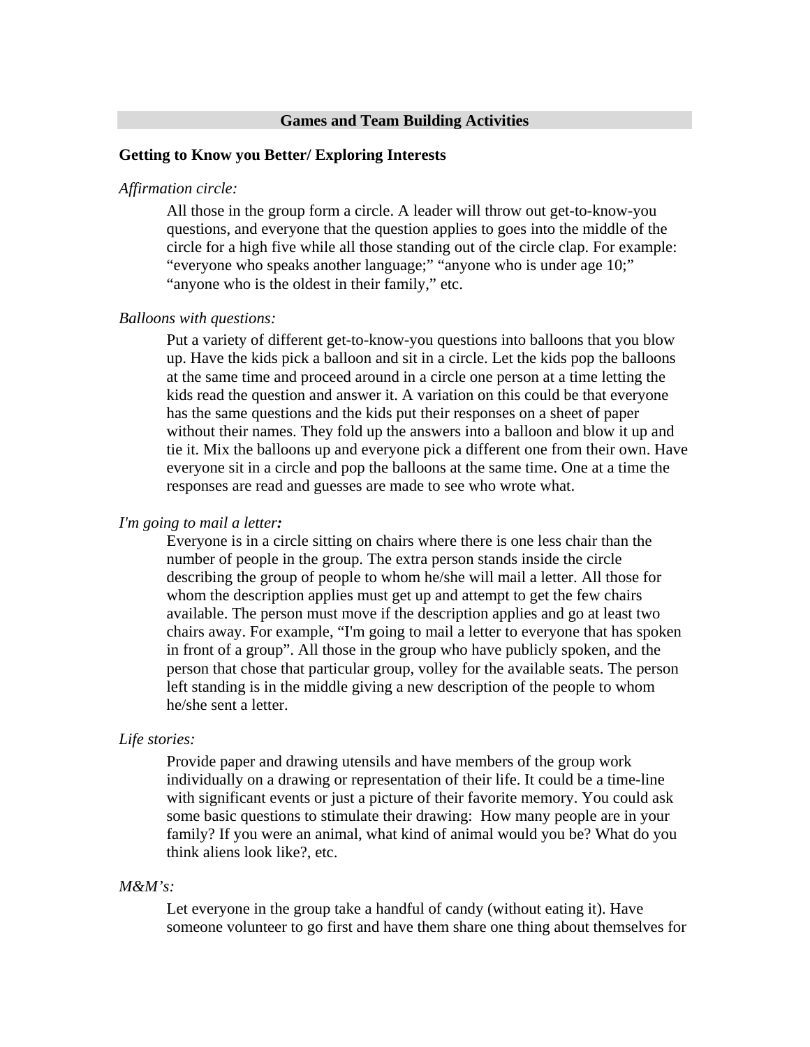# Games and Team Building Activities

## Getting to Know you Better/ Exploring Interests

*Affirmation circle:*

All those in the group form a circle. A leader will throw out get-to-know-you questions, and everyone that the question applies to goes into the middle of the circle for a high five while all those standing out of the circle clap. For example: "everyone who speaks another language;" "anyone who is under age 10;" "anyone who is the oldest in their family," etc.

*Balloons with questions:*

Put a variety of different get-to-know-you questions into balloons that you blow up. Have the kids pick a balloon and sit in a circle. Let the kids pop the balloons at the same time and proceed around in a circle one person at a time letting the kids read the question and answer it. A variation on this could be that everyone has the same questions and the kids put their responses on a sheet of paper without their names. They fold up the answers into a balloon and blow it up and tie it. Mix the balloons up and everyone pick a different one from their own. Have everyone sit in a circle and pop the balloons at the same time. One at a time the responses are read and guesses are made to see who wrote what.

*I'm going to mail a letter:*

Everyone is in a circle sitting on chairs where there is one less chair than the number of people in the group. The extra person stands inside the circle describing the group of people to whom he/she will mail a letter. All those for whom the description applies must get up and attempt to get the few chairs available. The person must move if the description applies and go at least two chairs away. For example, "I'm going to mail a letter to everyone that has spoken in front of a group". All those in the group who have publicly spoken, and the person that chose that particular group, volley for the available seats. The person left standing is in the middle giving a new description of the people to whom he/she sent a letter.

*Life stories:*

Provide paper and drawing utensils and have members of the group work individually on a drawing or representation of their life. It could be a time-line with significant events or just a picture of their favorite memory. You could ask some basic questions to stimulate their drawing: How many people are in your family? If you were an animal, what kind of animal would you be? What do you think aliens look like?, etc.

*M&M's:*

Let everyone in the group take a handful of candy (without eating it). Have someone volunteer to go first and have them share one thing about themselves for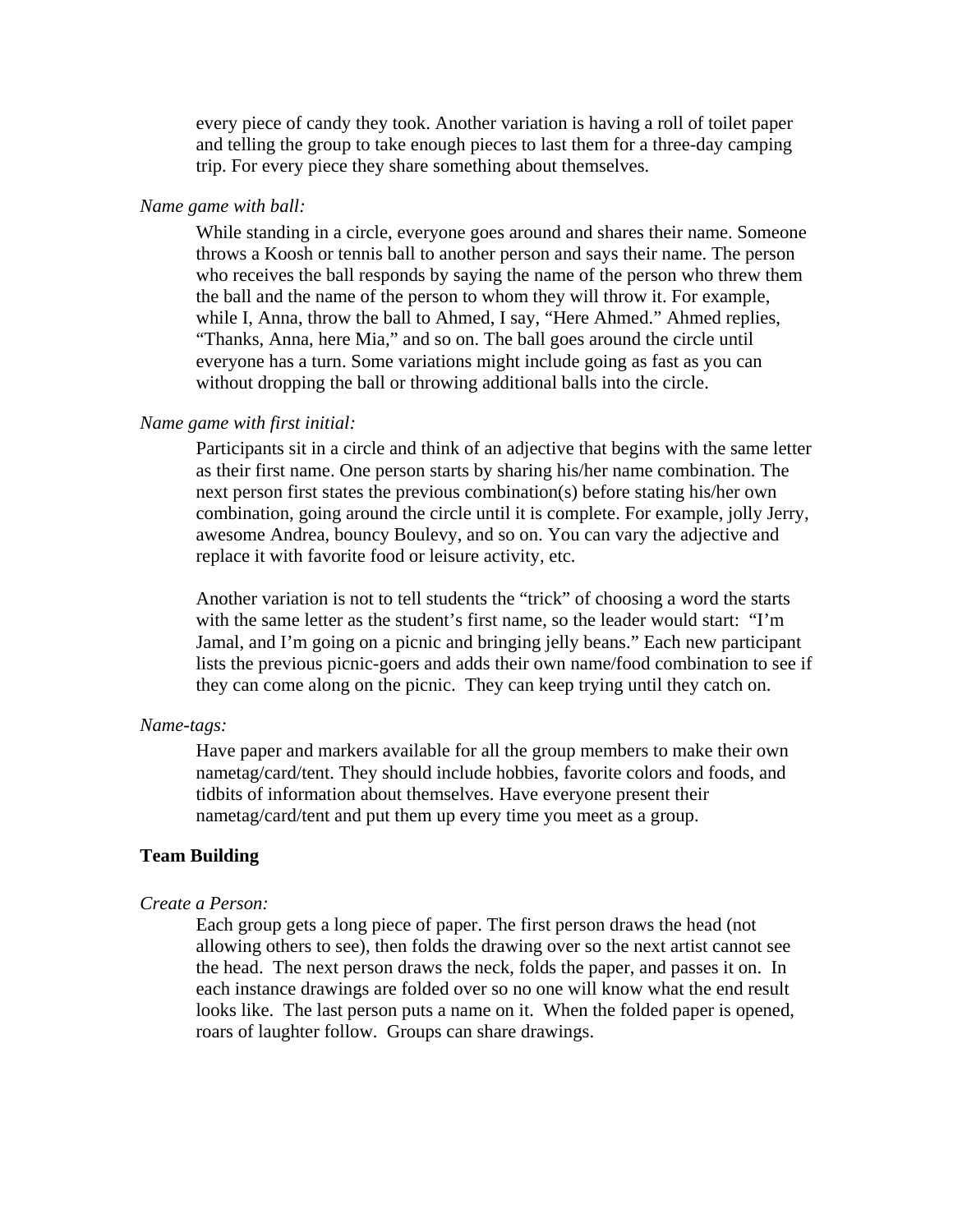every piece of candy they took. Another variation is having a roll of toilet paper and telling the group to take enough pieces to last them for a three-day camping trip. For every piece they share something about themselves.

*Name game with ball:*

While standing in a circle, everyone goes around and shares their name. Someone throws a Koosh or tennis ball to another person and says their name. The person who receives the ball responds by saying the name of the person who threw them the ball and the name of the person to whom they will throw it. For example, while I, Anna, throw the ball to Ahmed, I say, "Here Ahmed." Ahmed replies, "Thanks, Anna, here Mia," and so on. The ball goes around the circle until everyone has a turn. Some variations might include going as fast as you can without dropping the ball or throwing additional balls into the circle.

*Name game with first initial:*

Participants sit in a circle and think of an adjective that begins with the same letter as their first name. One person starts by sharing his/her name combination. The next person first states the previous combination(s) before stating his/her own combination, going around the circle until it is complete. For example, jolly Jerry, awesome Andrea, bouncy Boulevy, and so on. You can vary the adjective and replace it with favorite food or leisure activity, etc.

Another variation is not to tell students the "trick" of choosing a word the starts with the same letter as the student's first name, so the leader would start: "I'm Jamal, and I'm going on a picnic and bringing jelly beans." Each new participant lists the previous picnic-goers and adds their own name/food combination to see if they can come along on the picnic. They can keep trying until they catch on.

*Name-tags:*

Have paper and markers available for all the group members to make their own nametag/card/tent. They should include hobbies, favorite colors and foods, and tidbits of information about themselves. Have everyone present their nametag/card/tent and put them up every time you meet as a group.

**Team Building**

*Create a Person:*

Each group gets a long piece of paper. The first person draws the head (not allowing others to see), then folds the drawing over so the next artist cannot see the head. The next person draws the neck, folds the paper, and passes it on. In each instance drawings are folded over so no one will know what the end result looks like. The last person puts a name on it. When the folded paper is opened, roars of laughter follow. Groups can share drawings.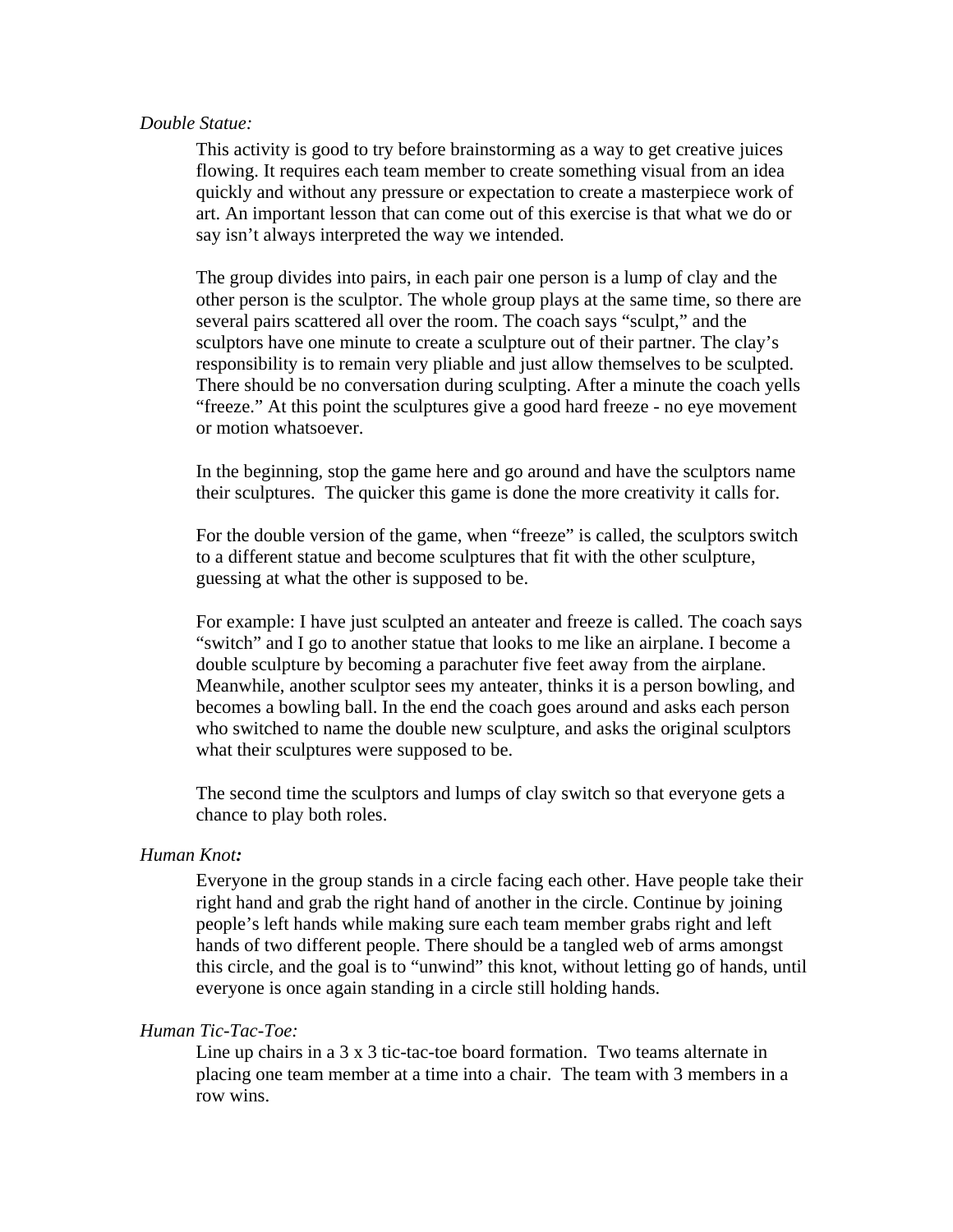*Double Statue:*

This activity is good to try before brainstorming as a way to get creative juices flowing. It requires each team member to create something visual from an idea quickly and without any pressure or expectation to create a masterpiece work of art. An important lesson that can come out of this exercise is that what we do or say isn't always interpreted the way we intended.

The group divides into pairs, in each pair one person is a lump of clay and the other person is the sculptor. The whole group plays at the same time, so there are several pairs scattered all over the room. The coach says "sculpt," and the sculptors have one minute to create a sculpture out of their partner. The clay's responsibility is to remain very pliable and just allow themselves to be sculpted. There should be no conversation during sculpting. After a minute the coach yells "freeze." At this point the sculptures give a good hard freeze - no eye movement or motion whatsoever.

In the beginning, stop the game here and go around and have the sculptors name their sculptures. The quicker this game is done the more creativity it calls for.

For the double version of the game, when "freeze" is called, the sculptors switch to a different statue and become sculptures that fit with the other sculpture, guessing at what the other is supposed to be.

For example: I have just sculpted an anteater and freeze is called. The coach says "switch" and I go to another statue that looks to me like an airplane. I become a double sculpture by becoming a parachuter five feet away from the airplane. Meanwhile, another sculptor sees my anteater, thinks it is a person bowling, and becomes a bowling ball. In the end the coach goes around and asks each person who switched to name the double new sculpture, and asks the original sculptors what their sculptures were supposed to be.

The second time the sculptors and lumps of clay switch so that everyone gets a chance to play both roles.

*Human Knot:*

Everyone in the group stands in a circle facing each other. Have people take their right hand and grab the right hand of another in the circle. Continue by joining people's left hands while making sure each team member grabs right and left hands of two different people. There should be a tangled web of arms amongst this circle, and the goal is to "unwind" this knot, without letting go of hands, until everyone is once again standing in a circle still holding hands.

*Human Tic-Tac-Toe:*

Line up chairs in a 3 x 3 tic-tac-toe board formation. Two teams alternate in placing one team member at a time into a chair. The team with 3 members in a row wins.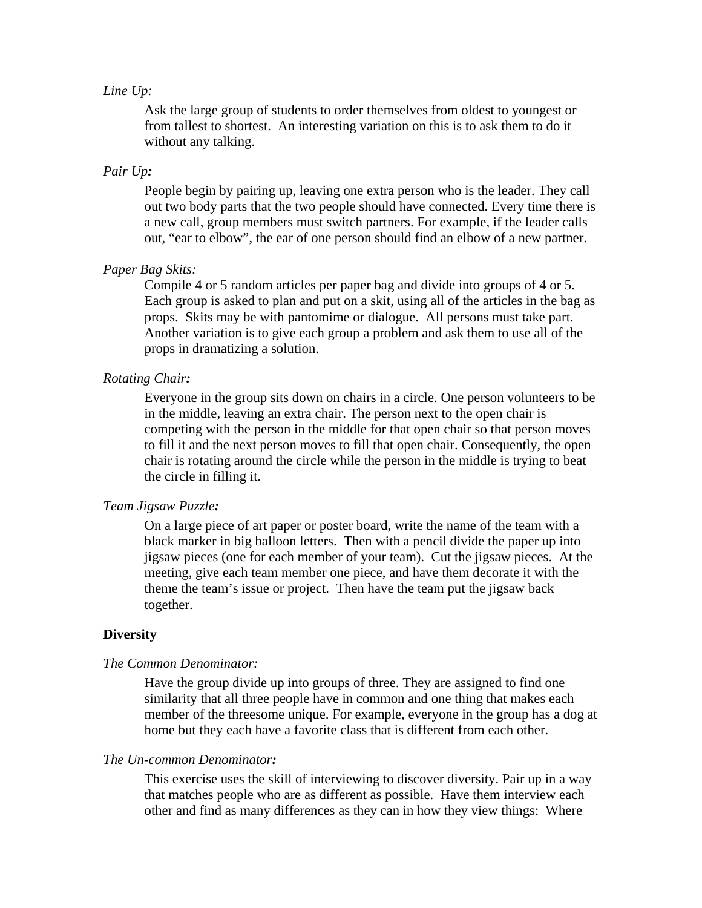*Line Up:*

Ask the large group of students to order themselves from oldest to youngest or from tallest to shortest. An interesting variation on this is to ask them to do it without any talking.

*Pair Up:*

People begin by pairing up, leaving one extra person who is the leader. They call out two body parts that the two people should have connected. Every time there is a new call, group members must switch partners. For example, if the leader calls out, "ear to elbow", the ear of one person should find an elbow of a new partner.

*Paper Bag Skits:*

Compile 4 or 5 random articles per paper bag and divide into groups of 4 or 5. Each group is asked to plan and put on a skit, using all of the articles in the bag as props. Skits may be with pantomime or dialogue. All persons must take part. Another variation is to give each group a problem and ask them to use all of the props in dramatizing a solution.

*Rotating Chair:*

Everyone in the group sits down on chairs in a circle. One person volunteers to be in the middle, leaving an extra chair. The person next to the open chair is competing with the person in the middle for that open chair so that person moves to fill it and the next person moves to fill that open chair. Consequently, the open chair is rotating around the circle while the person in the middle is trying to beat the circle in filling it.

*Team Jigsaw Puzzle:*

On a large piece of art paper or poster board, write the name of the team with a black marker in big balloon letters. Then with a pencil divide the paper up into jigsaw pieces (one for each member of your team). Cut the jigsaw pieces. At the meeting, give each team member one piece, and have them decorate it with the theme the team's issue or project. Then have the team put the jigsaw back together.

**Diversity**

*The Common Denominator:*

Have the group divide up into groups of three. They are assigned to find one similarity that all three people have in common and one thing that makes each member of the threesome unique. For example, everyone in the group has a dog at home but they each have a favorite class that is different from each other.

*The Un-common Denominator:*

This exercise uses the skill of interviewing to discover diversity. Pair up in a way that matches people who are as different as possible. Have them interview each other and find as many differences as they can in how they view things: Where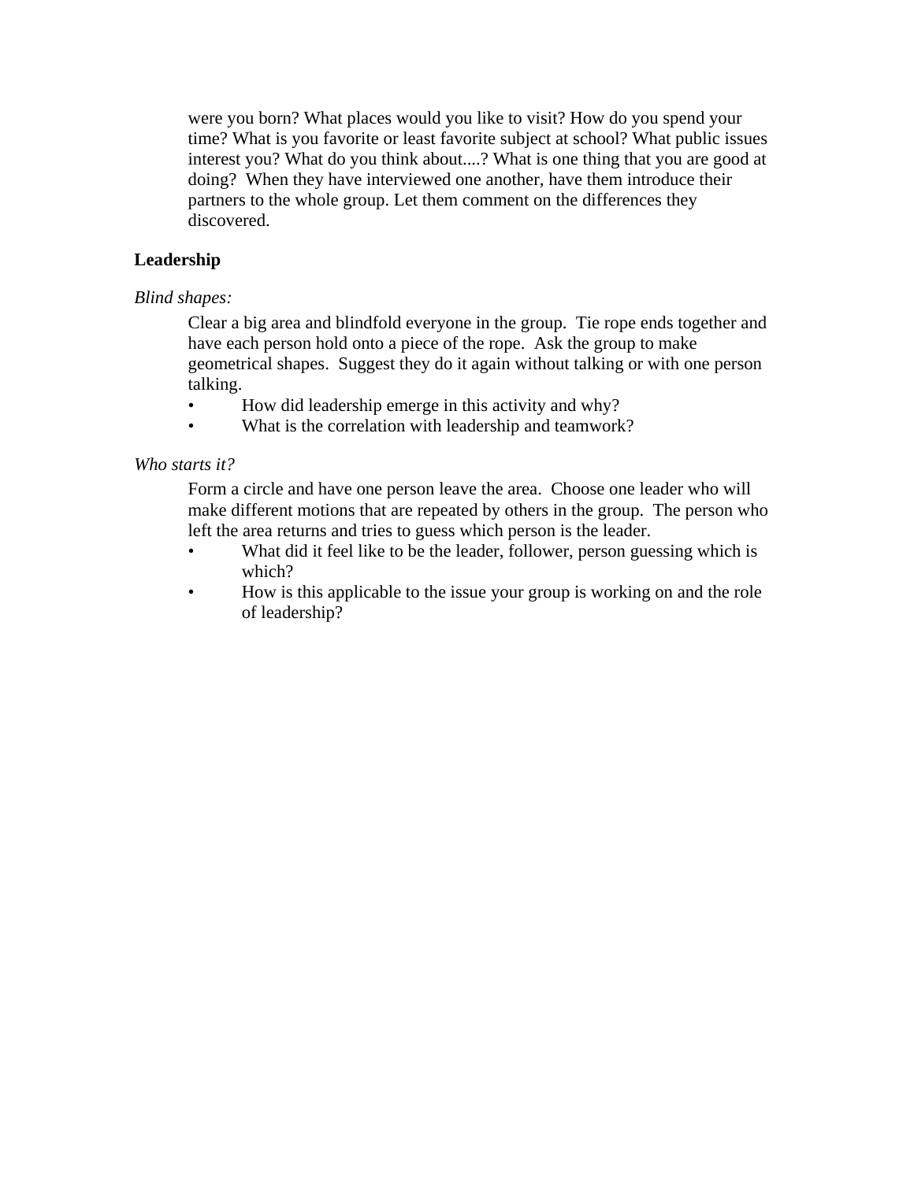were you born? What places would you like to visit? How do you spend your time? What is you favorite or least favorite subject at school? What public issues interest you? What do you think about....? What is one thing that you are good at doing? When they have interviewed one another, have them introduce their partners to the whole group. Let them comment on the differences they discovered.

**Leadership**

*Blind shapes:*

Clear a big area and blindfold everyone in the group. Tie rope ends together and have each person hold onto a piece of the rope. Ask the group to make geometrical shapes. Suggest they do it again without talking or with one person talking.

- How did leadership emerge in this activity and why?
- What is the correlation with leadership and teamwork?

*Who starts it?*

Form a circle and have one person leave the area. Choose one leader who will make different motions that are repeated by others in the group. The person who left the area returns and tries to guess which person is the leader.

- What did it feel like to be the leader, follower, person guessing which is which?
- How is this applicable to the issue your group is working on and the role of leadership?